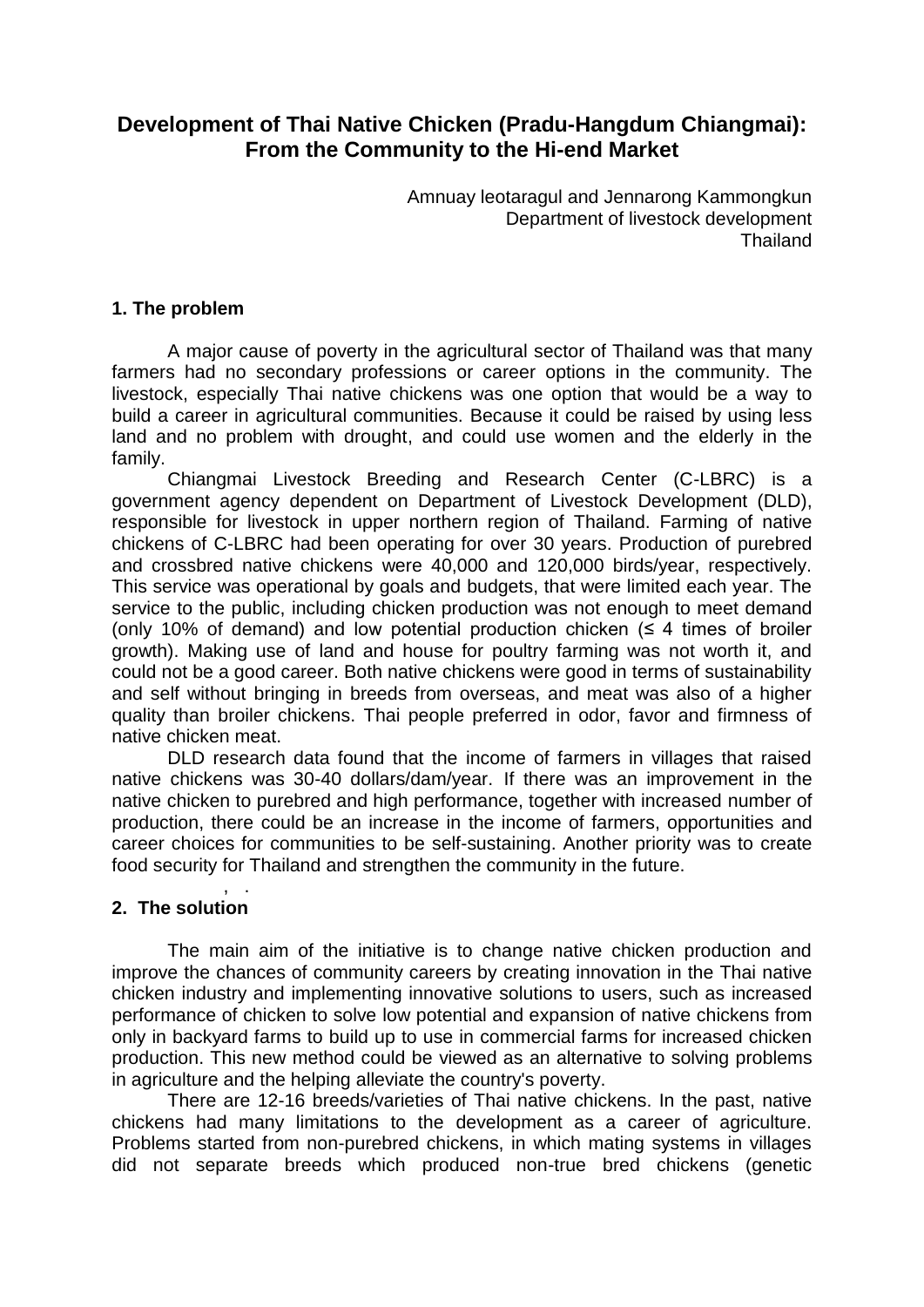# Development of Thai Native Chicken (Pradu-Hangdum Chiangmai): From the Community to the Hi-end Market

Amnuay leotaragul and Jennarong Kammongkun
Department of livestock development
Thailand

## 1. The problem

A major cause of poverty in the agricultural sector of Thailand was that many farmers had no secondary professions or career options in the community. The livestock, especially Thai native chickens was one option that would be a way to build a career in agricultural communities. Because it could be raised by using less land and no problem with drought, and could use women and the elderly in the family.

Chiangmai Livestock Breeding and Research Center (C-LBRC) is a government agency dependent on Department of Livestock Development (DLD), responsible for livestock in upper northern region of Thailand. Farming of native chickens of C-LBRC had been operating for over 30 years. Production of purebred and crossbred native chickens were 40,000 and 120,000 birds/year, respectively. This service was operational by goals and budgets, that were limited each year. The service to the public, including chicken production was not enough to meet demand (only 10% of demand) and low potential production chicken (≤ 4 times of broiler growth). Making use of land and house for poultry farming was not worth it, and could not be a good career. Both native chickens were good in terms of sustainability and self without bringing in breeds from overseas, and meat was also of a higher quality than broiler chickens. Thai people preferred in odor, favor and firmness of native chicken meat.

DLD research data found that the income of farmers in villages that raised native chickens was 30-40 dollars/dam/year. If there was an improvement in the native chicken to purebred and high performance, together with increased number of production, there could be an increase in the income of farmers, opportunities and career choices for communities to be self-sustaining. Another priority was to create food security for Thailand and strengthen the community in the future.

## 2. The solution

The main aim of the initiative is to change native chicken production and improve the chances of community careers by creating innovation in the Thai native chicken industry and implementing innovative solutions to users, such as increased performance of chicken to solve low potential and expansion of native chickens from only in backyard farms to build up to use in commercial farms for increased chicken production. This new method could be viewed as an alternative to solving problems in agriculture and the helping alleviate the country's poverty.

There are 12-16 breeds/varieties of Thai native chickens. In the past, native chickens had many limitations to the development as a career of agriculture. Problems started from non-purebred chickens, in which mating systems in villages did not separate breeds which produced non-true bred chickens (genetic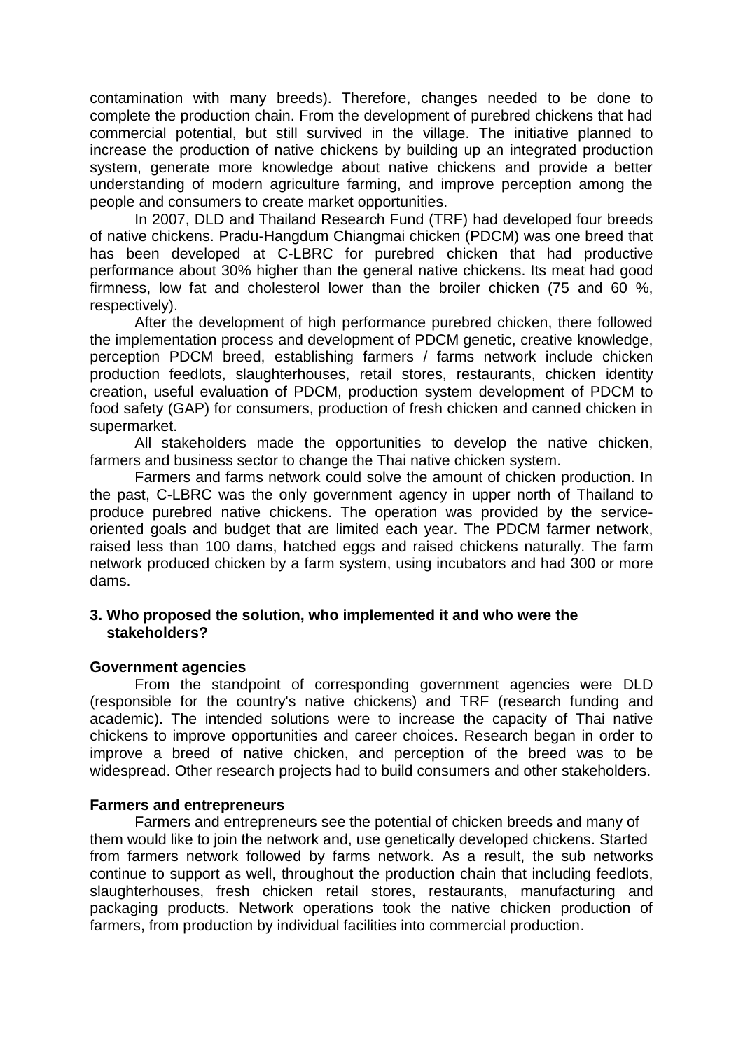contamination with many breeds). Therefore, changes needed to be done to complete the production chain. From the development of purebred chickens that had commercial potential, but still survived in the village. The initiative planned to increase the production of native chickens by building up an integrated production system, generate more knowledge about native chickens and provide a better understanding of modern agriculture farming, and improve perception among the people and consumers to create market opportunities.

In 2007, DLD and Thailand Research Fund (TRF) had developed four breeds of native chickens. Pradu-Hangdum Chiangmai chicken (PDCM) was one breed that has been developed at C-LBRC for purebred chicken that had productive performance about 30% higher than the general native chickens. Its meat had good firmness, low fat and cholesterol lower than the broiler chicken (75 and 60 %, respectively).

After the development of high performance purebred chicken, there followed the implementation process and development of PDCM genetic, creative knowledge, perception PDCM breed, establishing farmers / farms network include chicken production feedlots, slaughterhouses, retail stores, restaurants, chicken identity creation, useful evaluation of PDCM, production system development of PDCM to food safety (GAP) for consumers, production of fresh chicken and canned chicken in supermarket.

All stakeholders made the opportunities to develop the native chicken, farmers and business sector to change the Thai native chicken system.

Farmers and farms network could solve the amount of chicken production. In the past, C-LBRC was the only government agency in upper north of Thailand to produce purebred native chickens. The operation was provided by the service-oriented goals and budget that are limited each year. The PDCM farmer network, raised less than 100 dams, hatched eggs and raised chickens naturally. The farm network produced chicken by a farm system, using incubators and had 300 or more dams.

### 3. Who proposed the solution, who implemented it and who were the stakeholders?

**Government agencies**

From the standpoint of corresponding government agencies were DLD (responsible for the country's native chickens) and TRF (research funding and academic). The intended solutions were to increase the capacity of Thai native chickens to improve opportunities and career choices. Research began in order to improve a breed of native chicken, and perception of the breed was to be widespread. Other research projects had to build consumers and other stakeholders.

**Farmers and entrepreneurs**

Farmers and entrepreneurs see the potential of chicken breeds and many of them would like to join the network and, use genetically developed chickens. Started from farmers network followed by farms network. As a result, the sub networks continue to support as well, throughout the production chain that including feedlots, slaughterhouses, fresh chicken retail stores, restaurants, manufacturing and packaging products. Network operations took the native chicken production of farmers, from production by individual facilities into commercial production.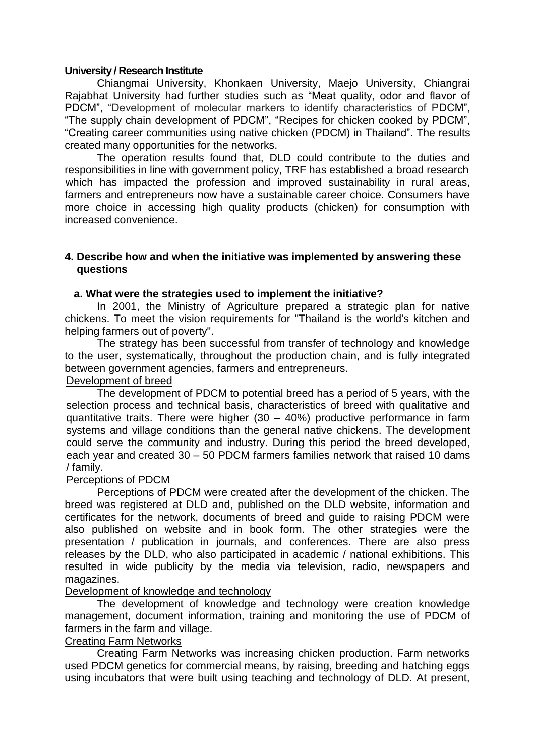**University / Research Institute**

Chiangmai University, Khonkaen University, Maejo University, Chiangrai Rajabhat University had further studies such as "Meat quality, odor and flavor of PDCM", "Development of molecular markers to identify characteristics of PDCM", "The supply chain development of PDCM", "Recipes for chicken cooked by PDCM", "Creating career communities using native chicken (PDCM) in Thailand". The results created many opportunities for the networks.

The operation results found that, DLD could contribute to the duties and responsibilities in line with government policy, TRF has established a broad research which has impacted the profession and improved sustainability in rural areas, farmers and entrepreneurs now have a sustainable career choice. Consumers have more choice in accessing high quality products (chicken) for consumption with increased convenience.

### 4. Describe how and when the initiative was implemented by answering these questions

#### a. What were the strategies used to implement the initiative?

In 2001, the Ministry of Agriculture prepared a strategic plan for native chickens. To meet the vision requirements for "Thailand is the world's kitchen and helping farmers out of poverty".

The strategy has been successful from transfer of technology and knowledge to the user, systematically, throughout the production chain, and is fully integrated between government agencies, farmers and entrepreneurs.

<u>Development of breed</u>

The development of PDCM to potential breed has a period of 5 years, with the selection process and technical basis, characteristics of breed with qualitative and quantitative traits. There were higher (30 – 40%) productive performance in farm systems and village conditions than the general native chickens. The development could serve the community and industry. During this period the breed developed, each year and created 30 – 50 PDCM farmers families network that raised 10 dams / family.

<u>Perceptions of PDCM</u>

Perceptions of PDCM were created after the development of the chicken. The breed was registered at DLD and, published on the DLD website, information and certificates for the network, documents of breed and guide to raising PDCM were also published on website and in book form. The other strategies were the presentation / publication in journals, and conferences. There are also press releases by the DLD, who also participated in academic / national exhibitions. This resulted in wide publicity by the media via television, radio, newspapers and magazines.

<u>Development of knowledge and technology</u>

The development of knowledge and technology were creation knowledge management, document information, training and monitoring the use of PDCM of farmers in the farm and village.

<u>Creating Farm Networks</u>

Creating Farm Networks was increasing chicken production. Farm networks used PDCM genetics for commercial means, by raising, breeding and hatching eggs using incubators that were built using teaching and technology of DLD. At present,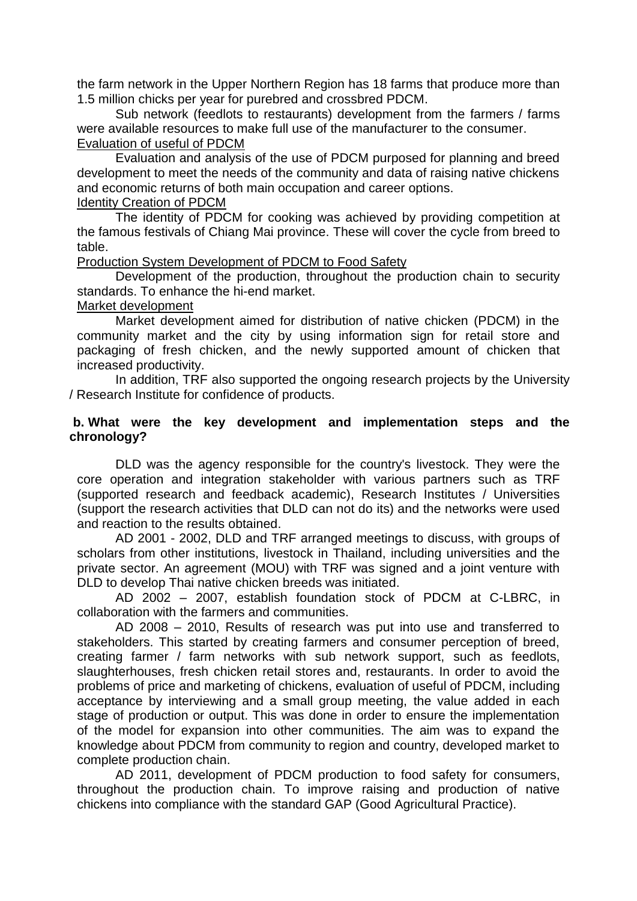the farm network in the Upper Northern Region has 18 farms that produce more than 1.5 million chicks per year for purebred and crossbred PDCM.

Sub network (feedlots to restaurants) development from the farmers / farms were available resources to make full use of the manufacturer to the consumer.

Evaluation of useful of PDCM

Evaluation and analysis of the use of PDCM purposed for planning and breed development to meet the needs of the community and data of raising native chickens and economic returns of both main occupation and career options.

Identity Creation of PDCM

The identity of PDCM for cooking was achieved by providing competition at the famous festivals of Chiang Mai province. These will cover the cycle from breed to table.

Production System Development of PDCM to Food Safety

Development of the production, throughout the production chain to security standards. To enhance the hi-end market.

Market development

Market development aimed for distribution of native chicken (PDCM) in the community market and the city by using information sign for retail store and packaging of fresh chicken, and the newly supported amount of chicken that increased productivity.

In addition, TRF also supported the ongoing research projects by the University / Research Institute for confidence of products.

**b. What were the key development and implementation steps and the chronology?**

DLD was the agency responsible for the country's livestock. They were the core operation and integration stakeholder with various partners such as TRF (supported research and feedback academic), Research Institutes / Universities (support the research activities that DLD can not do its) and the networks were used and reaction to the results obtained.

AD 2001 - 2002, DLD and TRF arranged meetings to discuss, with groups of scholars from other institutions, livestock in Thailand, including universities and the private sector. An agreement (MOU) with TRF was signed and a joint venture with DLD to develop Thai native chicken breeds was initiated.

AD 2002 – 2007, establish foundation stock of PDCM at C-LBRC, in collaboration with the farmers and communities.

AD 2008 – 2010, Results of research was put into use and transferred to stakeholders. This started by creating farmers and consumer perception of breed, creating farmer / farm networks with sub network support, such as feedlots, slaughterhouses, fresh chicken retail stores and, restaurants. In order to avoid the problems of price and marketing of chickens, evaluation of useful of PDCM, including acceptance by interviewing and a small group meeting, the value added in each stage of production or output. This was done in order to ensure the implementation of the model for expansion into other communities. The aim was to expand the knowledge about PDCM from community to region and country, developed market to complete production chain.

AD 2011, development of PDCM production to food safety for consumers, throughout the production chain. To improve raising and production of native chickens into compliance with the standard GAP (Good Agricultural Practice).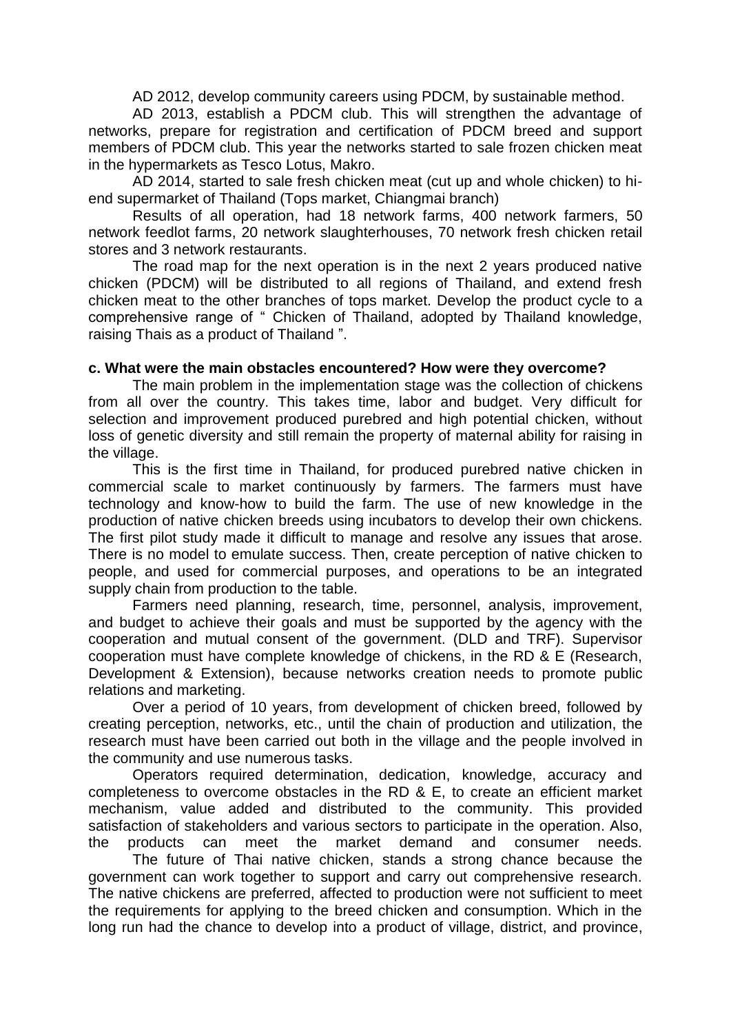AD 2012, develop community careers using PDCM, by sustainable method.

AD 2013, establish a PDCM club. This will strengthen the advantage of networks, prepare for registration and certification of PDCM breed and support members of PDCM club. This year the networks started to sale frozen chicken meat in the hypermarkets as Tesco Lotus, Makro.

AD 2014, started to sale fresh chicken meat (cut up and whole chicken) to hi-end supermarket of Thailand (Tops market, Chiangmai branch)

Results of all operation, had 18 network farms, 400 network farmers, 50 network feedlot farms, 20 network slaughterhouses, 70 network fresh chicken retail stores and 3 network restaurants.

The road map for the next operation is in the next 2 years produced native chicken (PDCM) will be distributed to all regions of Thailand, and extend fresh chicken meat to the other branches of tops market. Develop the product cycle to a comprehensive range of " Chicken of Thailand, adopted by Thailand knowledge, raising Thais as a product of Thailand ".

**c. What were the main obstacles encountered? How were they overcome?**

The main problem in the implementation stage was the collection of chickens from all over the country. This takes time, labor and budget. Very difficult for selection and improvement produced purebred and high potential chicken, without loss of genetic diversity and still remain the property of maternal ability for raising in the village.

This is the first time in Thailand, for produced purebred native chicken in commercial scale to market continuously by farmers. The farmers must have technology and know-how to build the farm. The use of new knowledge in the production of native chicken breeds using incubators to develop their own chickens. The first pilot study made it difficult to manage and resolve any issues that arose. There is no model to emulate success. Then, create perception of native chicken to people, and used for commercial purposes, and operations to be an integrated supply chain from production to the table.

Farmers need planning, research, time, personnel, analysis, improvement, and budget to achieve their goals and must be supported by the agency with the cooperation and mutual consent of the government. (DLD and TRF). Supervisor cooperation must have complete knowledge of chickens, in the RD & E (Research, Development & Extension), because networks creation needs to promote public relations and marketing.

Over a period of 10 years, from development of chicken breed, followed by creating perception, networks, etc., until the chain of production and utilization, the research must have been carried out both in the village and the people involved in the community and use numerous tasks.

Operators required determination, dedication, knowledge, accuracy and completeness to overcome obstacles in the RD & E, to create an efficient market mechanism, value added and distributed to the community. This provided satisfaction of stakeholders and various sectors to participate in the operation. Also, the products can meet the market demand and consumer needs.

The future of Thai native chicken, stands a strong chance because the government can work together to support and carry out comprehensive research. The native chickens are preferred, affected to production were not sufficient to meet the requirements for applying to the breed chicken and consumption. Which in the long run had the chance to develop into a product of village, district, and province,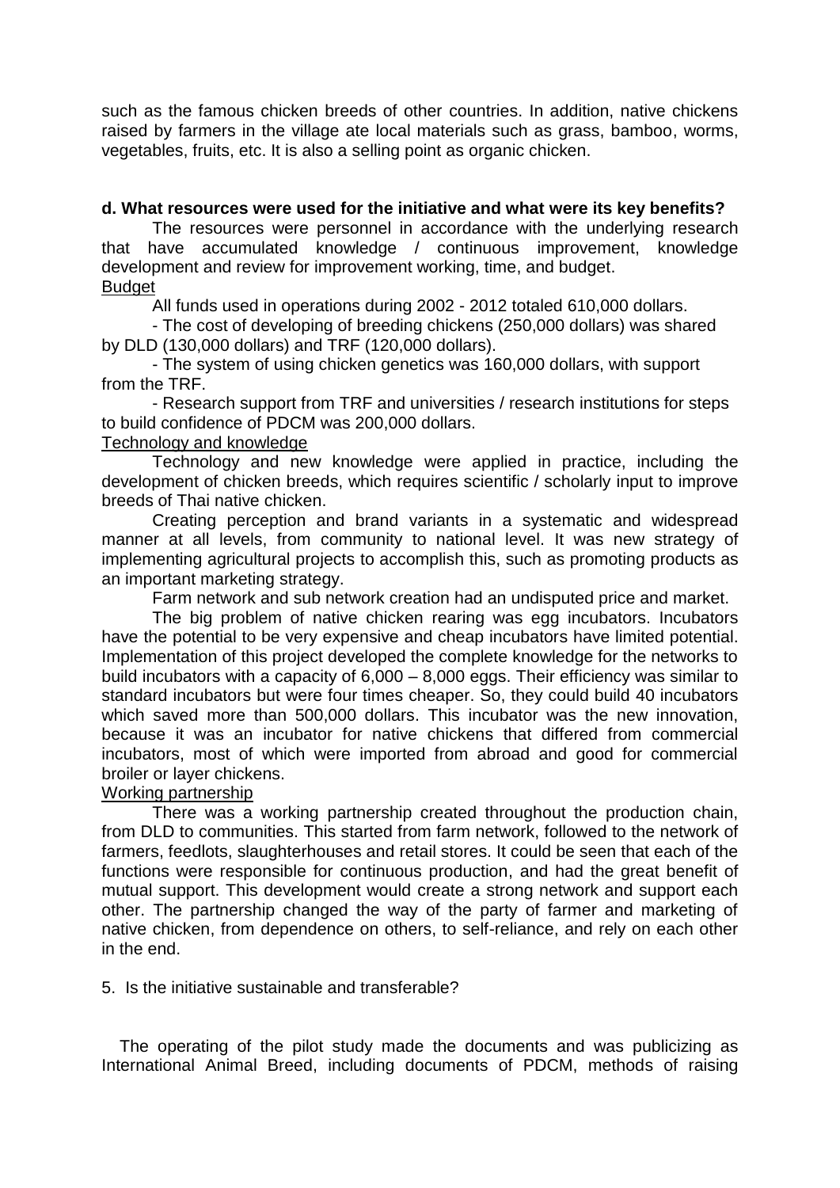such as the famous chicken breeds of other countries. In addition, native chickens raised by farmers in the village ate local materials such as grass, bamboo, worms, vegetables, fruits, etc. It is also a selling point as organic chicken.

**d. What resources were used for the initiative and what were its key benefits?**

The resources were personnel in accordance with the underlying research that have accumulated knowledge / continuous improvement, knowledge development and review for improvement working, time, and budget.

<u>Budget</u>

All funds used in operations during 2002 - 2012 totaled 610,000 dollars.

- The cost of developing of breeding chickens (250,000 dollars) was shared by DLD (130,000 dollars) and TRF (120,000 dollars).

- The system of using chicken genetics was 160,000 dollars, with support from the TRF.

- Research support from TRF and universities / research institutions for steps to build confidence of PDCM was 200,000 dollars.

<u>Technology and knowledge</u>

Technology and new knowledge were applied in practice, including the development of chicken breeds, which requires scientific / scholarly input to improve breeds of Thai native chicken.

Creating perception and brand variants in a systematic and widespread manner at all levels, from community to national level. It was new strategy of implementing agricultural projects to accomplish this, such as promoting products as an important marketing strategy.

Farm network and sub network creation had an undisputed price and market.

The big problem of native chicken rearing was egg incubators. Incubators have the potential to be very expensive and cheap incubators have limited potential. Implementation of this project developed the complete knowledge for the networks to build incubators with a capacity of 6,000 – 8,000 eggs. Their efficiency was similar to standard incubators but were four times cheaper. So, they could build 40 incubators which saved more than 500,000 dollars. This incubator was the new innovation, because it was an incubator for native chickens that differed from commercial incubators, most of which were imported from abroad and good for commercial broiler or layer chickens.

<u>Working partnership</u>

There was a working partnership created throughout the production chain, from DLD to communities. This started from farm network, followed to the network of farmers, feedlots, slaughterhouses and retail stores. It could be seen that each of the functions were responsible for continuous production, and had the great benefit of mutual support. This development would create a strong network and support each other. The partnership changed the way of the party of farmer and marketing of native chicken, from dependence on others, to self-reliance, and rely on each other in the end.

5. Is the initiative sustainable and transferable?

The operating of the pilot study made the documents and was publicizing as International Animal Breed, including documents of PDCM, methods of raising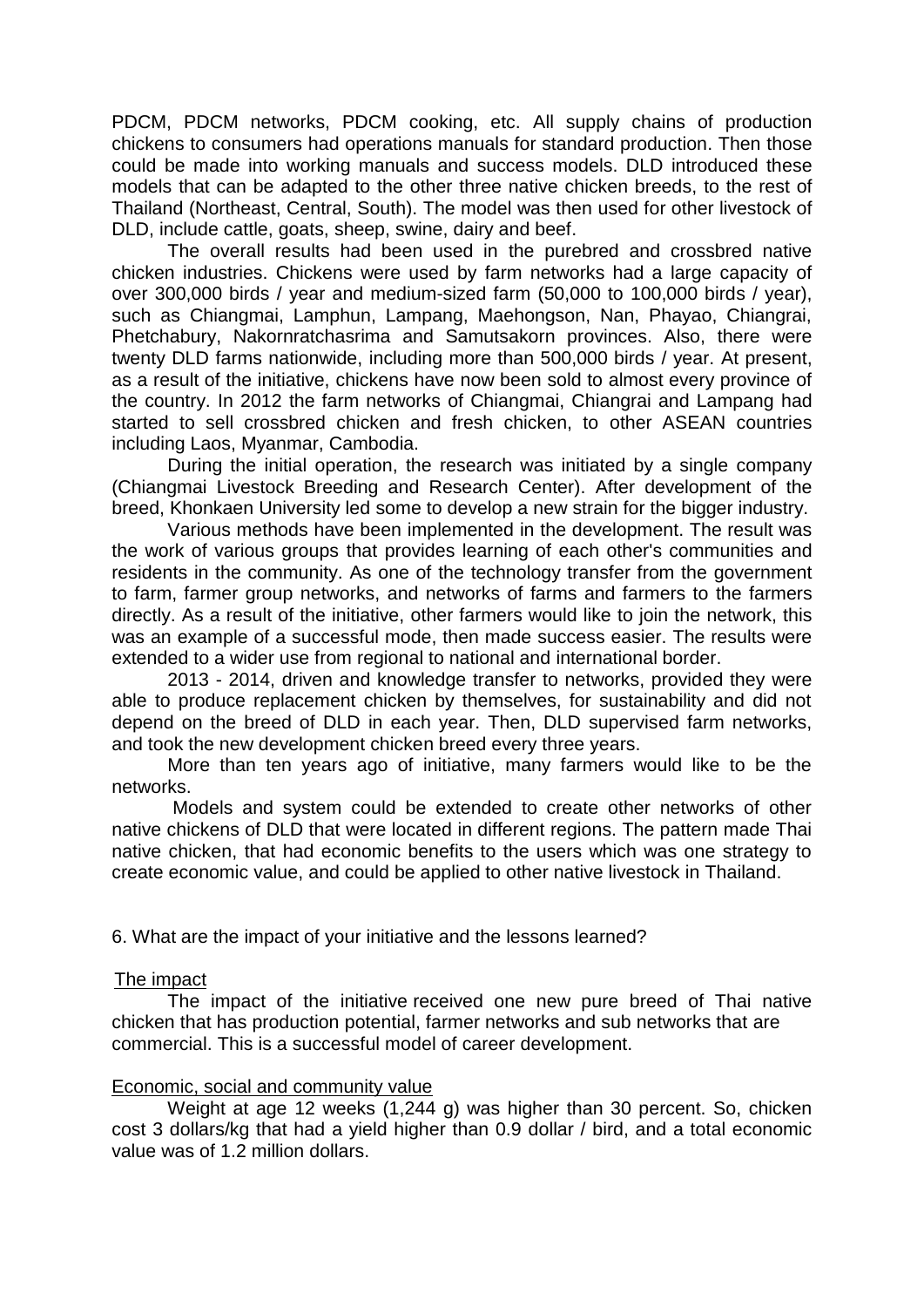PDCM, PDCM networks, PDCM cooking, etc. All supply chains of production chickens to consumers had operations manuals for standard production. Then those could be made into working manuals and success models. DLD introduced these models that can be adapted to the other three native chicken breeds, to the rest of Thailand (Northeast, Central, South). The model was then used for other livestock of DLD, include cattle, goats, sheep, swine, dairy and beef.

The overall results had been used in the purebred and crossbred native chicken industries. Chickens were used by farm networks had a large capacity of over 300,000 birds / year and medium-sized farm (50,000 to 100,000 birds / year), such as Chiangmai, Lamphun, Lampang, Maehongson, Nan, Phayao, Chiangrai, Phetchabury, Nakornratchasrima and Samutsakorn provinces. Also, there were twenty DLD farms nationwide, including more than 500,000 birds / year. At present, as a result of the initiative, chickens have now been sold to almost every province of the country. In 2012 the farm networks of Chiangmai, Chiangrai and Lampang had started to sell crossbred chicken and fresh chicken, to other ASEAN countries including Laos, Myanmar, Cambodia.

During the initial operation, the research was initiated by a single company (Chiangmai Livestock Breeding and Research Center). After development of the breed, Khonkaen University led some to develop a new strain for the bigger industry.

Various methods have been implemented in the development. The result was the work of various groups that provides learning of each other's communities and residents in the community. As one of the technology transfer from the government to farm, farmer group networks, and networks of farms and farmers to the farmers directly. As a result of the initiative, other farmers would like to join the network, this was an example of a successful mode, then made success easier. The results were extended to a wider use from regional to national and international border.

2013 - 2014, driven and knowledge transfer to networks, provided they were able to produce replacement chicken by themselves, for sustainability and did not depend on the breed of DLD in each year. Then, DLD supervised farm networks, and took the new development chicken breed every three years.

More than ten years ago of initiative, many farmers would like to be the networks.

Models and system could be extended to create other networks of other native chickens of DLD that were located in different regions. The pattern made Thai native chicken, that had economic benefits to the users which was one strategy to create economic value, and could be applied to other native livestock in Thailand.

6. What are the impact of your initiative and the lessons learned?

<u>The impact</u>

The impact of the initiative received one new pure breed of Thai native chicken that has production potential, farmer networks and sub networks that are commercial. This is a successful model of career development.

<u>Economic, social and community value</u>

Weight at age 12 weeks (1,244 g) was higher than 30 percent. So, chicken cost 3 dollars/kg that had a yield higher than 0.9 dollar / bird, and a total economic value was of 1.2 million dollars.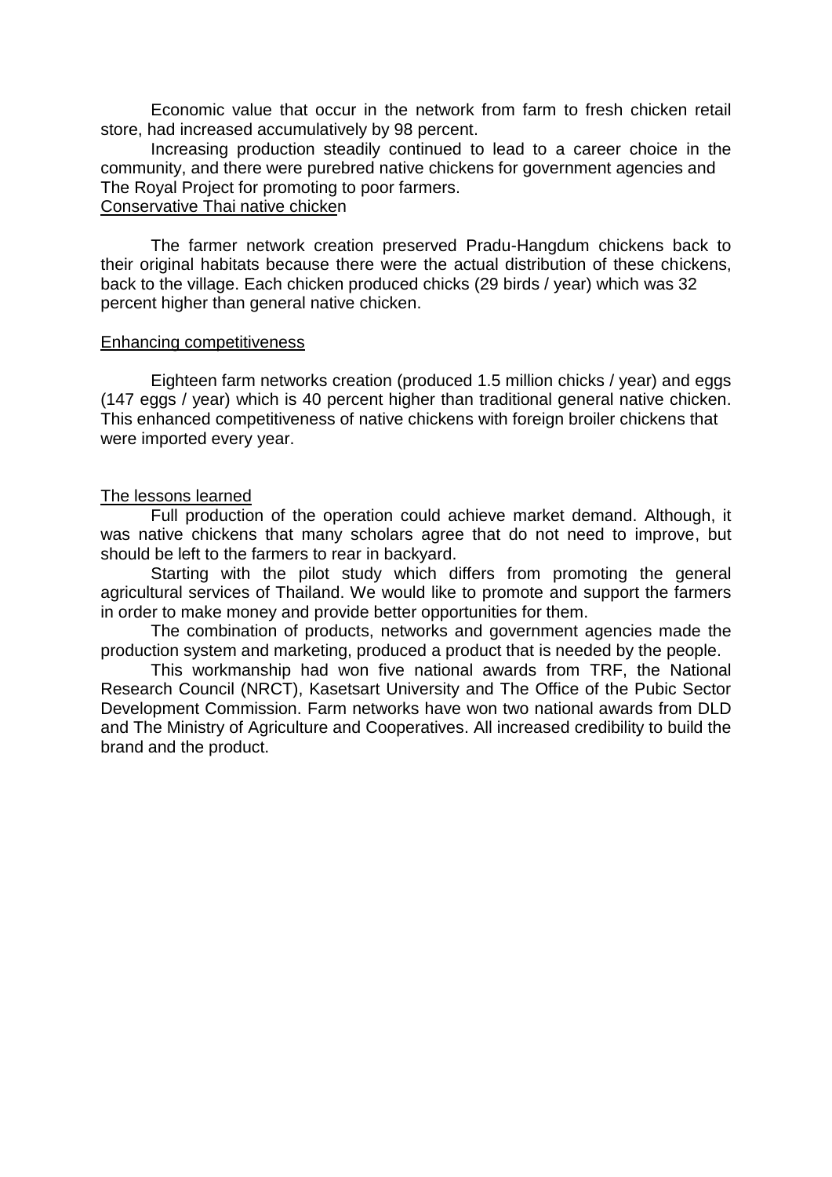Economic value that occur in the network from farm to fresh chicken retail store, had increased accumulatively by 98 percent.

Increasing production steadily continued to lead to a career choice in the community, and there were purebred native chickens for government agencies and The Royal Project for promoting to poor farmers.

Conservative Thai native chicken

The farmer network creation preserved Pradu-Hangdum chickens back to their original habitats because there were the actual distribution of these chickens, back to the village. Each chicken produced chicks (29 birds / year) which was 32 percent higher than general native chicken.

Enhancing competitiveness

Eighteen farm networks creation (produced 1.5 million chicks / year) and eggs (147 eggs / year) which is 40 percent higher than traditional general native chicken. This enhanced competitiveness of native chickens with foreign broiler chickens that were imported every year.

The lessons learned

Full production of the operation could achieve market demand. Although, it was native chickens that many scholars agree that do not need to improve, but should be left to the farmers to rear in backyard.

Starting with the pilot study which differs from promoting the general agricultural services of Thailand. We would like to promote and support the farmers in order to make money and provide better opportunities for them.

The combination of products, networks and government agencies made the production system and marketing, produced a product that is needed by the people.

This workmanship had won five national awards from TRF, the National Research Council (NRCT), Kasetsart University and The Office of the Pubic Sector Development Commission. Farm networks have won two national awards from DLD and The Ministry of Agriculture and Cooperatives. All increased credibility to build the brand and the product.